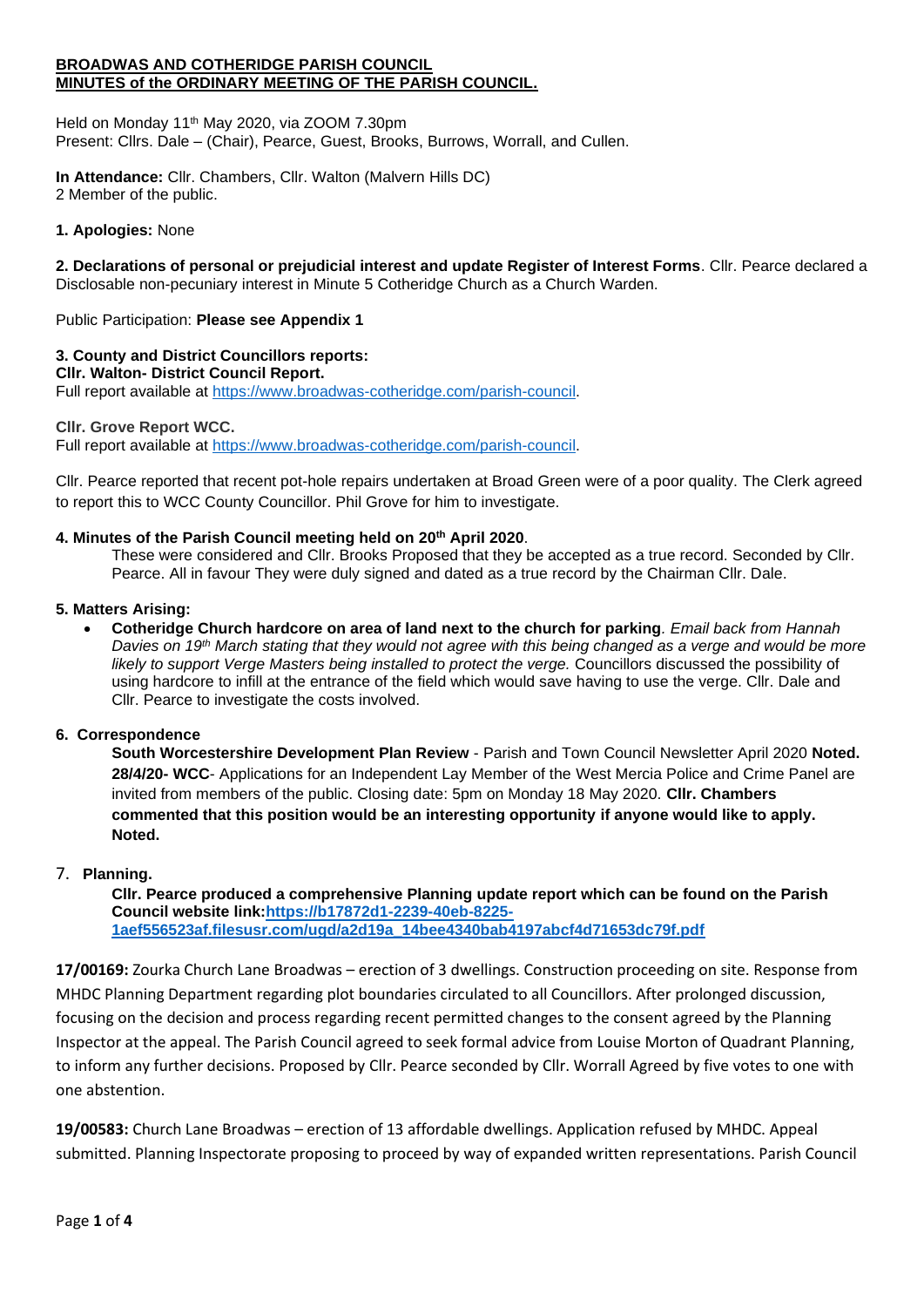**BROADWAS AND COTHERIDGE PARISH COUNCIL**
**MINUTES of the ORDINARY MEETING OF THE PARISH COUNCIL.**

Held on Monday 11th May 2020, via ZOOM 7.30pm
Present: Cllrs. Dale – (Chair), Pearce, Guest, Brooks, Burrows, Worrall, and Cullen.

**In Attendance:** Cllr. Chambers, Cllr. Walton (Malvern Hills DC)
2 Member of the public.

**1. Apologies:** None

**2. Declarations of personal or prejudicial interest and update Register of Interest Forms**. Cllr. Pearce declared a Disclosable non-pecuniary interest in Minute 5 Cotheridge Church as a Church Warden.

Public Participation: **Please see Appendix 1**

**3. County and District Councillors reports:**
**Cllr. Walton- District Council Report.**
Full report available at https://www.broadwas-cotheridge.com/parish-council.

**Cllr. Grove Report WCC.**
Full report available at https://www.broadwas-cotheridge.com/parish-council.

Cllr. Pearce reported that recent pot-hole repairs undertaken at Broad Green were of a poor quality. The Clerk agreed to report this to WCC County Councillor. Phil Grove for him to investigate.

**4. Minutes of the Parish Council meeting held on 20th April 2020**.

These were considered and Cllr. Brooks Proposed that they be accepted as a true record. Seconded by Cllr. Pearce. All in favour They were duly signed and dated as a true record by the Chairman Cllr. Dale.

**5. Matters Arising:**

- **Cotheridge Church hardcore on area of land next to the church for parking**. *Email back from Hannah Davies on 19th March stating that they would not agree with this being changed as a verge and would be more likely to support Verge Masters being installed to protect the verge.* Councillors discussed the possibility of using hardcore to infill at the entrance of the field which would save having to use the verge. Cllr. Dale and Cllr. Pearce to investigate the costs involved.

**6. Correspondence**

**South Worcestershire Development Plan Review** - Parish and Town Council Newsletter April 2020 **Noted.**
**28/4/20- WCC**- Applications for an Independent Lay Member of the West Mercia Police and Crime Panel are invited from members of the public. Closing date: 5pm on Monday 18 May 2020. **Cllr. Chambers commented that this position would be an interesting opportunity if anyone would like to apply. Noted.**

7. **Planning.**

**Cllr. Pearce produced a comprehensive Planning update report which can be found on the Parish Council website link:https://b17872d1-2239-40eb-8225-1aef556523af.filesusr.com/ugd/a2d19a_14bee4340bab4197abcf4d71653dc79f.pdf**

**17/00169:** Zourka Church Lane Broadwas – erection of 3 dwellings. Construction proceeding on site. Response from MHDC Planning Department regarding plot boundaries circulated to all Councillors. After prolonged discussion, focusing on the decision and process regarding recent permitted changes to the consent agreed by the Planning Inspector at the appeal. The Parish Council agreed to seek formal advice from Louise Morton of Quadrant Planning, to inform any further decisions. Proposed by Cllr. Pearce seconded by Cllr. Worrall Agreed by five votes to one with one abstention.

**19/00583:** Church Lane Broadwas – erection of 13 affordable dwellings. Application refused by MHDC. Appeal submitted. Planning Inspectorate proposing to proceed by way of expanded written representations. Parish Council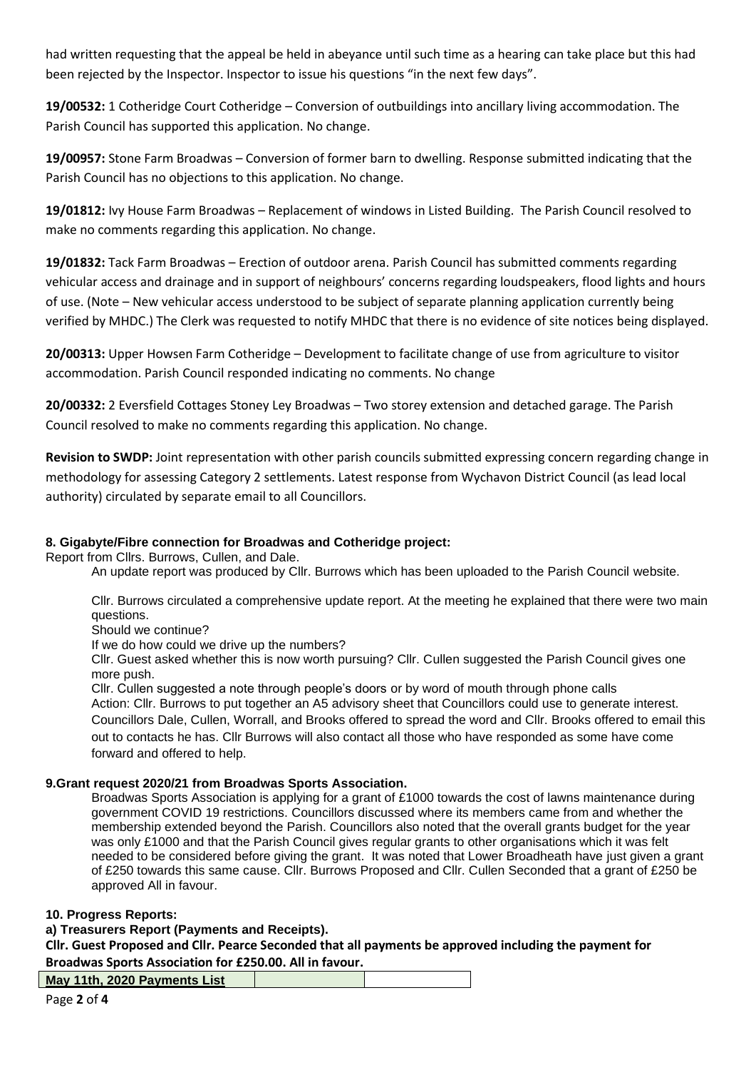had written requesting that the appeal be held in abeyance until such time as a hearing can take place but this had been rejected by the Inspector. Inspector to issue his questions "in the next few days".

**19/00532:** 1 Cotheridge Court Cotheridge – Conversion of outbuildings into ancillary living accommodation. The Parish Council has supported this application. No change.

**19/00957:** Stone Farm Broadwas – Conversion of former barn to dwelling. Response submitted indicating that the Parish Council has no objections to this application. No change.

**19/01812:** Ivy House Farm Broadwas – Replacement of windows in Listed Building. The Parish Council resolved to make no comments regarding this application. No change.

**19/01832:** Tack Farm Broadwas – Erection of outdoor arena. Parish Council has submitted comments regarding vehicular access and drainage and in support of neighbours' concerns regarding loudspeakers, flood lights and hours of use. (Note – New vehicular access understood to be subject of separate planning application currently being verified by MHDC.) The Clerk was requested to notify MHDC that there is no evidence of site notices being displayed.

**20/00313:** Upper Howsen Farm Cotheridge – Development to facilitate change of use from agriculture to visitor accommodation. Parish Council responded indicating no comments. No change

**20/00332:** 2 Eversfield Cottages Stoney Ley Broadwas – Two storey extension and detached garage. The Parish Council resolved to make no comments regarding this application. No change.

**Revision to SWDP:** Joint representation with other parish councils submitted expressing concern regarding change in methodology for assessing Category 2 settlements. Latest response from Wychavon District Council (as lead local authority) circulated by separate email to all Councillors.

**8. Gigabyte/Fibre connection for Broadwas and Cotheridge project:**

Report from Cllrs. Burrows, Cullen, and Dale.

An update report was produced by Cllr. Burrows which has been uploaded to the Parish Council website.

Cllr. Burrows circulated a comprehensive update report. At the meeting he explained that there were two main questions.

Should we continue?

If we do how could we drive up the numbers?

Cllr. Guest asked whether this is now worth pursuing? Cllr. Cullen suggested the Parish Council gives one more push.

Cllr. Cullen suggested a note through people's doors or by word of mouth through phone calls

Action: Cllr. Burrows to put together an A5 advisory sheet that Councillors could use to generate interest. Councillors Dale, Cullen, Worrall, and Brooks offered to spread the word and Cllr. Brooks offered to email this out to contacts he has. Cllr Burrows will also contact all those who have responded as some have come forward and offered to help.

**9.Grant request 2020/21 from Broadwas Sports Association.**

Broadwas Sports Association is applying for a grant of £1000 towards the cost of lawns maintenance during government COVID 19 restrictions. Councillors discussed where its members came from and whether the membership extended beyond the Parish. Councillors also noted that the overall grants budget for the year was only £1000 and that the Parish Council gives regular grants to other organisations which it was felt needed to be considered before giving the grant. It was noted that Lower Broadheath have just given a grant of £250 towards this same cause. Cllr. Burrows Proposed and Cllr. Cullen Seconded that a grant of £250 be approved All in favour.

**10. Progress Reports:**

**a) Treasurers Report (Payments and Receipts).**

**Cllr. Guest Proposed and Cllr. Pearce Seconded that all payments be approved including the payment for Broadwas Sports Association for £250.00. All in favour.**

| May 11th, 2020 Payments List | | |
|---|---|---|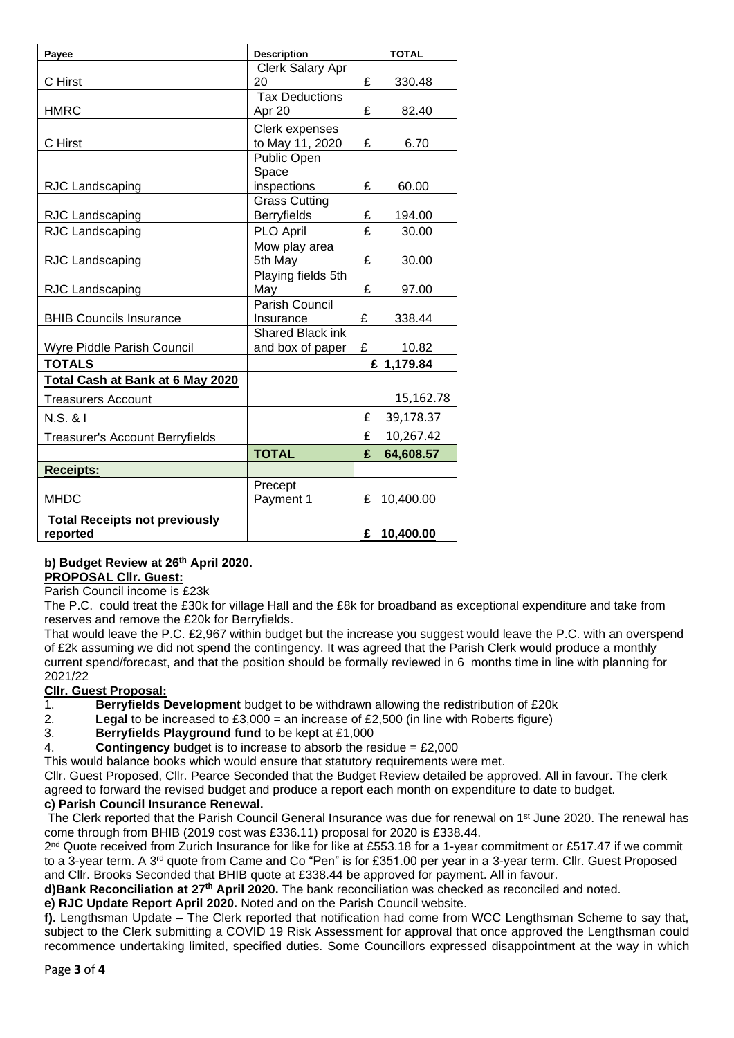| Payee | Description | TOTAL |
|---|---|---|
| C Hirst | Clerk Salary Apr 20 | £ 330.48 |
| HMRC | Tax Deductions Apr 20 | £ 82.40 |
| C Hirst | Clerk expenses to May 11, 2020 | £ 6.70 |
| RJC Landscaping | Public Open Space inspections | £ 60.00 |
| RJC Landscaping | Grass Cutting Berryfields | £ 194.00 |
| RJC Landscaping | PLO April | £ 30.00 |
| RJC Landscaping | Mow play area 5th May | £ 30.00 |
| RJC Landscaping | Playing fields 5th May | £ 97.00 |
| BHIB Councils Insurance | Parish Council Insurance | £ 338.44 |
| Wyre Piddle Parish Council | Shared Black ink and box of paper | £ 10.82 |
| **TOTALS** | | **£ 1,179.84** |
| **Total Cash at Bank at 6 May 2020** | | |
| Treasurers Account | | 15,162.78 |
| N.S. & I | | £ 39,178.37 |
| Treasurer's Account Berryfields | | £ 10,267.42 |
| | **TOTAL** | **£ 64,608.57** |
| **Receipts:** | | |
| MHDC | Precept Payment 1 | £ 10,400.00 |
| **Total Receipts not previously reported** | | **£ 10,400.00** |

**b) Budget Review at 26th April 2020.**

**PROPOSAL Cllr. Guest:**

Parish Council income is £23k

The P.C. could treat the £30k for village Hall and the £8k for broadband as exceptional expenditure and take from reserves and remove the £20k for Berryfields.

That would leave the P.C. £2,967 within budget but the increase you suggest would leave the P.C. with an overspend of £2k assuming we did not spend the contingency. It was agreed that the Parish Clerk would produce a monthly current spend/forecast, and that the position should be formally reviewed in 6 months time in line with planning for 2021/22

**Cllr. Guest Proposal:**

1. **Berryfields Development** budget to be withdrawn allowing the redistribution of £20k
2. **Legal** to be increased to £3,000 = an increase of £2,500 (in line with Roberts figure)
3. **Berryfields Playground fund** to be kept at £1,000
4. **Contingency** budget is to increase to absorb the residue = £2,000

This would balance books which would ensure that statutory requirements were met.

Cllr. Guest Proposed, Cllr. Pearce Seconded that the Budget Review detailed be approved. All in favour. The clerk agreed to forward the revised budget and produce a report each month on expenditure to date to budget.

**c) Parish Council Insurance Renewal.**

The Clerk reported that the Parish Council General Insurance was due for renewal on 1st June 2020. The renewal has come through from BHIB (2019 cost was £336.11) proposal for 2020 is £338.44.

2nd Quote received from Zurich Insurance for like for like at £553.18 for a 1-year commitment or £517.47 if we commit to a 3-year term. A 3rd quote from Came and Co "Pen" is for £351.00 per year in a 3-year term. Cllr. Guest Proposed and Cllr. Brooks Seconded that BHIB quote at £338.44 be approved for payment. All in favour.

**d)Bank Reconciliation at 27th April 2020.** The bank reconciliation was checked as reconciled and noted.

**e) RJC Update Report April 2020.** Noted and on the Parish Council website.

**f).** Lengthsman Update – The Clerk reported that notification had come from WCC Lengthsman Scheme to say that, subject to the Clerk submitting a COVID 19 Risk Assessment for approval that once approved the Lengthsman could recommence undertaking limited, specified duties. Some Councillors expressed disappointment at the way in which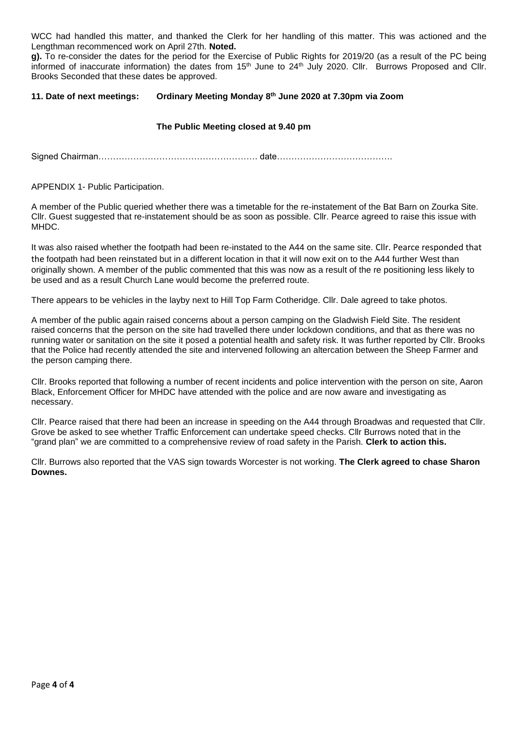WCC had handled this matter, and thanked the Clerk for her handling of this matter. This was actioned and the Lengthman recommenced work on April 27th. **Noted.**

**g).** To re-consider the dates for the period for the Exercise of Public Rights for 2019/20 (as a result of the PC being informed of inaccurate information) the dates from 15th June to 24th July 2020. Cllr. Burrows Proposed and Cllr. Brooks Seconded that these dates be approved.

**11. Date of next meetings: Ordinary Meeting Monday 8th June 2020 at 7.30pm via Zoom**

**The Public Meeting closed at 9.40 pm**

Signed Chairman………………………………………………. date…………………………………

APPENDIX 1- Public Participation.

A member of the Public queried whether there was a timetable for the re-instatement of the Bat Barn on Zourka Site. Cllr. Guest suggested that re-instatement should be as soon as possible. Cllr. Pearce agreed to raise this issue with MHDC.

It was also raised whether the footpath had been re-instated to the A44 on the same site. Cllr. Pearce responded that the footpath had been reinstated but in a different location in that it will now exit on to the A44 further West than originally shown. A member of the public commented that this was now as a result of the re positioning less likely to be used and as a result Church Lane would become the preferred route.

There appears to be vehicles in the layby next to Hill Top Farm Cotheridge. Cllr. Dale agreed to take photos.

A member of the public again raised concerns about a person camping on the Gladwish Field Site. The resident raised concerns that the person on the site had travelled there under lockdown conditions, and that as there was no running water or sanitation on the site it posed a potential health and safety risk. It was further reported by Cllr. Brooks that the Police had recently attended the site and intervened following an altercation between the Sheep Farmer and the person camping there.

Cllr. Brooks reported that following a number of recent incidents and police intervention with the person on site, Aaron Black, Enforcement Officer for MHDC have attended with the police and are now aware and investigating as necessary.

Cllr. Pearce raised that there had been an increase in speeding on the A44 through Broadwas and requested that Cllr. Grove be asked to see whether Traffic Enforcement can undertake speed checks. Cllr Burrows noted that in the "grand plan" we are committed to a comprehensive review of road safety in the Parish. **Clerk to action this.**

Cllr. Burrows also reported that the VAS sign towards Worcester is not working. **The Clerk agreed to chase Sharon Downes.**